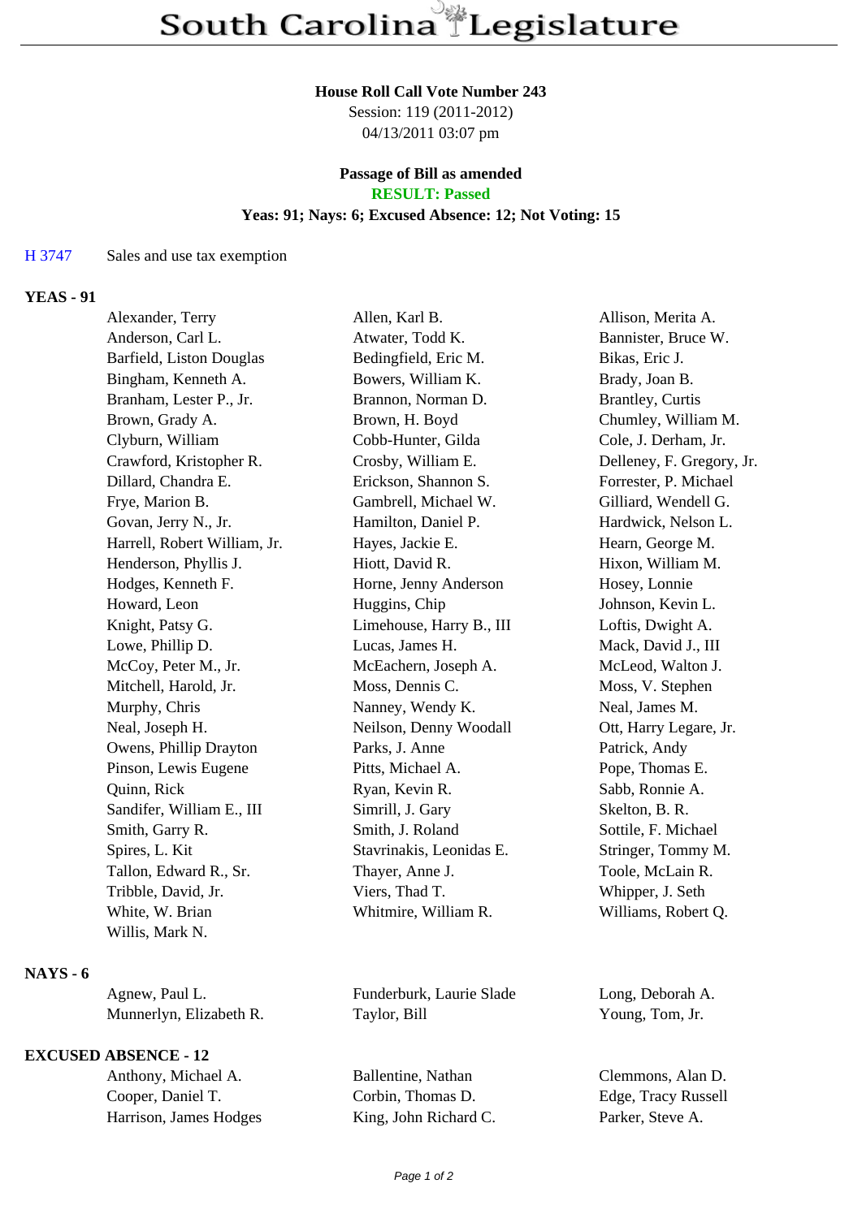# South Carolina Legislature

**House Roll Call Vote Number 243**
Session: 119 (2011-2012)
04/13/2011 03:07 pm

**Passage of Bill as amended**
**RESULT: Passed**
**Yeas: 91; Nays: 6; Excused Absence: 12; Not Voting: 15**

H 3747 Sales and use tax exemption

**YEAS - 91**

| | | |
|---|---|---|
| Alexander, Terry | Allen, Karl B. | Allison, Merita A. |
| Anderson, Carl L. | Atwater, Todd K. | Bannister, Bruce W. |
| Barfield, Liston Douglas | Bedingfield, Eric M. | Bikas, Eric J. |
| Bingham, Kenneth A. | Bowers, William K. | Brady, Joan B. |
| Branham, Lester P., Jr. | Brannon, Norman D. | Brantley, Curtis |
| Brown, Grady A. | Brown, H. Boyd | Chumley, William M. |
| Clyburn, William | Cobb-Hunter, Gilda | Cole, J. Derham, Jr. |
| Crawford, Kristopher R. | Crosby, William E. | Delleney, F. Gregory, Jr. |
| Dillard, Chandra E. | Erickson, Shannon S. | Forrester, P. Michael |
| Frye, Marion B. | Gambrell, Michael W. | Gilliard, Wendell G. |
| Govan, Jerry N., Jr. | Hamilton, Daniel P. | Hardwick, Nelson L. |
| Harrell, Robert William, Jr. | Hayes, Jackie E. | Hearn, George M. |
| Henderson, Phyllis J. | Hiott, David R. | Hixon, William M. |
| Hodges, Kenneth F. | Horne, Jenny Anderson | Hosey, Lonnie |
| Howard, Leon | Huggins, Chip | Johnson, Kevin L. |
| Knight, Patsy G. | Limehouse, Harry B., III | Loftis, Dwight A. |
| Lowe, Phillip D. | Lucas, James H. | Mack, David J., III |
| McCoy, Peter M., Jr. | McEachern, Joseph A. | McLeod, Walton J. |
| Mitchell, Harold, Jr. | Moss, Dennis C. | Moss, V. Stephen |
| Murphy, Chris | Nanney, Wendy K. | Neal, James M. |
| Neal, Joseph H. | Neilson, Denny Woodall | Ott, Harry Legare, Jr. |
| Owens, Phillip Drayton | Parks, J. Anne | Patrick, Andy |
| Pinson, Lewis Eugene | Pitts, Michael A. | Pope, Thomas E. |
| Quinn, Rick | Ryan, Kevin R. | Sabb, Ronnie A. |
| Sandifer, William E., III | Simrill, J. Gary | Skelton, B. R. |
| Smith, Garry R. | Smith, J. Roland | Sottile, F. Michael |
| Spires, L. Kit | Stavrinakis, Leonidas E. | Stringer, Tommy M. |
| Tallon, Edward R., Sr. | Thayer, Anne J. | Toole, McLain R. |
| Tribble, David, Jr. | Viers, Thad T. | Whipper, J. Seth |
| White, W. Brian | Whitmire, William R. | Williams, Robert Q. |
| Willis, Mark N. | | |

**NAYS - 6**

| | | |
|---|---|---|
| Agnew, Paul L. | Funderburk, Laurie Slade | Long, Deborah A. |
| Munnerlyn, Elizabeth R. | Taylor, Bill | Young, Tom, Jr. |

**EXCUSED ABSENCE - 12**

| | | |
|---|---|---|
| Anthony, Michael A. | Ballentine, Nathan | Clemmons, Alan D. |
| Cooper, Daniel T. | Corbin, Thomas D. | Edge, Tracy Russell |
| Harrison, James Hodges | King, John Richard C. | Parker, Steve A. |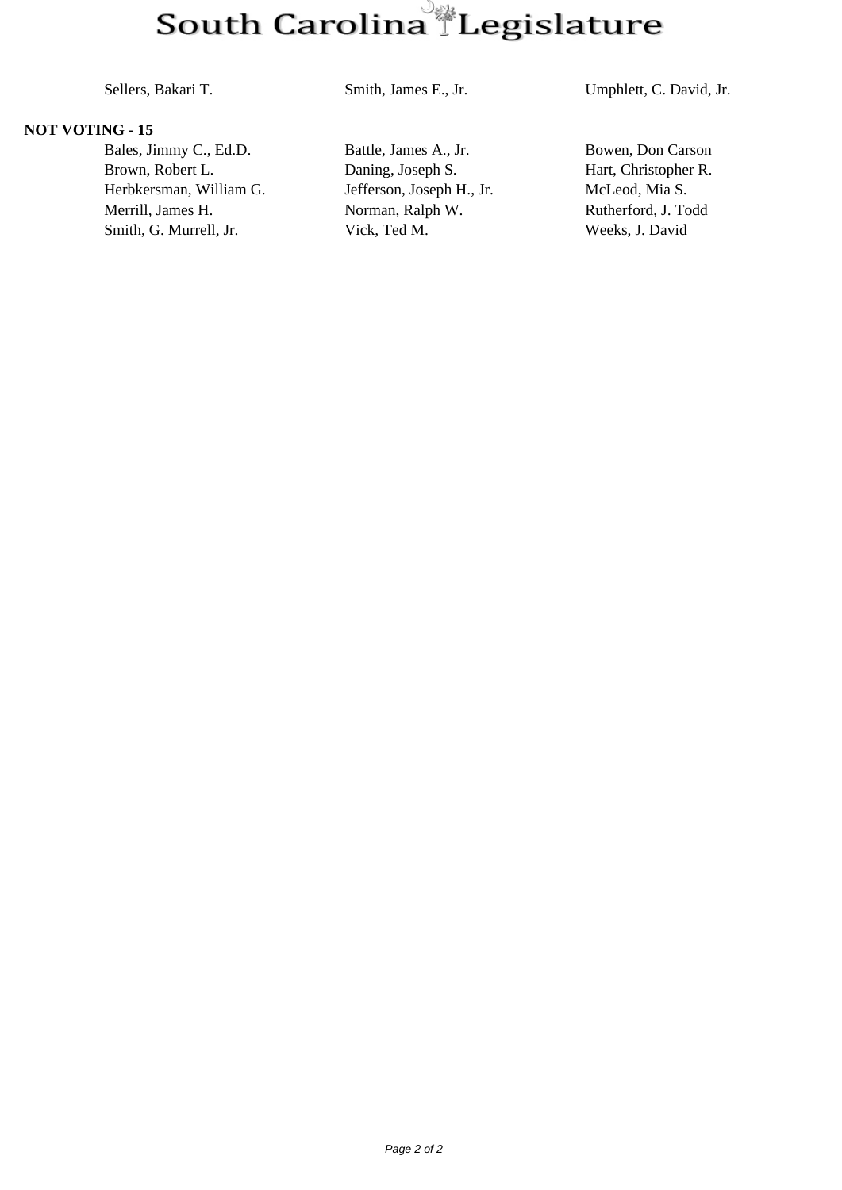| | | |
|---|---|---|
| Sellers, Bakari T. | Smith, James E., Jr. | Umphlett, C. David, Jr. |

**NOT VOTING - 15**

| | | |
|---|---|---|
| Bales, Jimmy C., Ed.D. | Battle, James A., Jr. | Bowen, Don Carson |
| Brown, Robert L. | Daning, Joseph S. | Hart, Christopher R. |
| Herbkersman, William G. | Jefferson, Joseph H., Jr. | McLeod, Mia S. |
| Merrill, James H. | Norman, Ralph W. | Rutherford, J. Todd |
| Smith, G. Murrell, Jr. | Vick, Ted M. | Weeks, J. David |